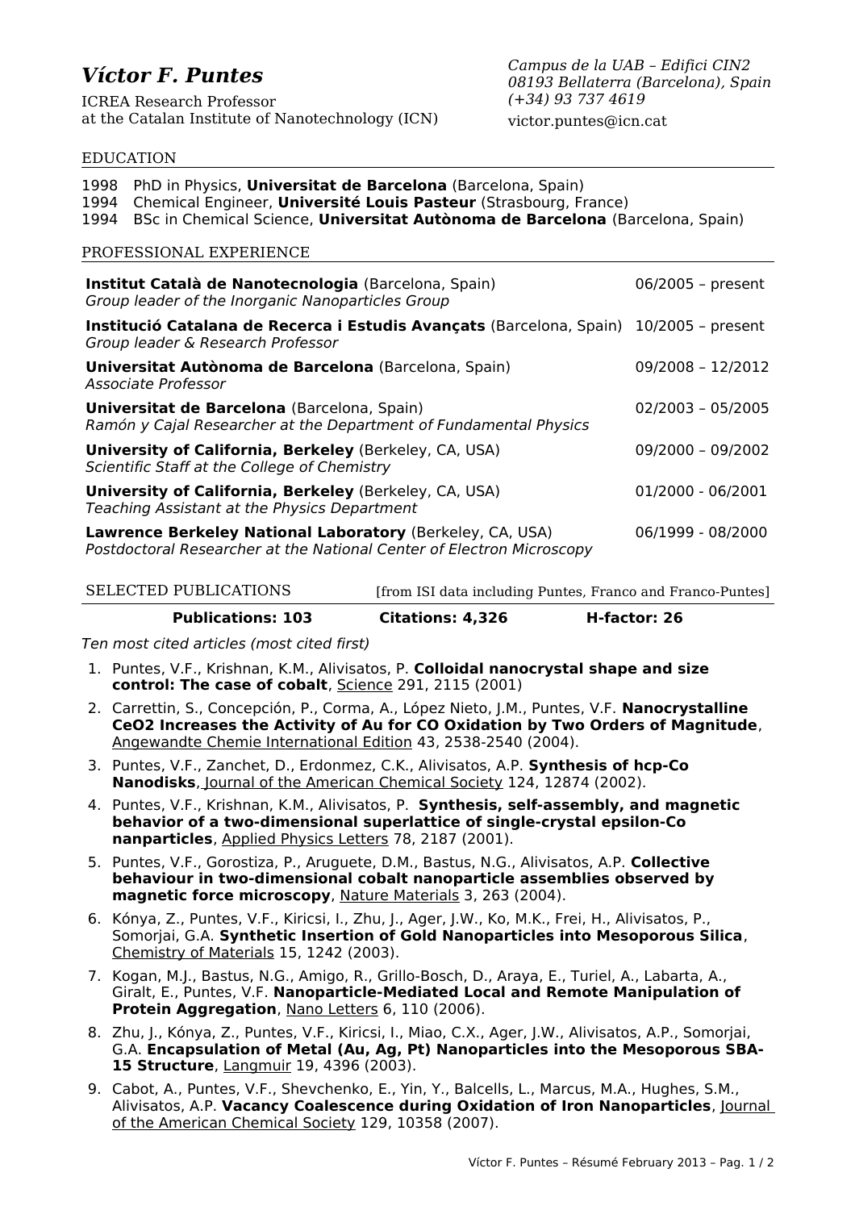# *Víctor F. Puntes*

ICREA Research Professor
at the Catalan Institute of Nanotechnology (ICN)

*Campus de la UAB – Edifici CIN2*
*08193 Bellaterra (Barcelona), Spain*
*(+34) 93 737 4619*
victor.puntes@icn.cat

## EDUCATION

1998 PhD in Physics, **Universitat de Barcelona** (Barcelona, Spain)
1994 Chemical Engineer, **Université Louis Pasteur** (Strasbourg, France)
1994 BSc in Chemical Science, **Universitat Autònoma de Barcelona** (Barcelona, Spain)

## PROFESSIONAL EXPERIENCE

| | |
|---|---|
| **Institut Català de Nanotecnologia** (Barcelona, Spain)<br>*Group leader of the Inorganic Nanoparticles Group* | 06/2005 – present |
| **Institució Catalana de Recerca i Estudis Avançats** (Barcelona, Spain)<br>*Group leader & Research Professor* | 10/2005 – present |
| **Universitat Autònoma de Barcelona** (Barcelona, Spain)<br>*Associate Professor* | 09/2008 – 12/2012 |
| **Universitat de Barcelona** (Barcelona, Spain)<br>*Ramón y Cajal Researcher at the Department of Fundamental Physics* | 02/2003 – 05/2005 |
| **University of California, Berkeley** (Berkeley, CA, USA)<br>*Scientific Staff at the College of Chemistry* | 09/2000 – 09/2002 |
| **University of California, Berkeley** (Berkeley, CA, USA)<br>*Teaching Assistant at the Physics Department* | 01/2000 - 06/2001 |
| **Lawrence Berkeley National Laboratory** (Berkeley, CA, USA)<br>*Postdoctoral Researcher at the National Center of Electron Microscopy* | 06/1999 - 08/2000 |

## SELECTED PUBLICATIONS

[from ISI data including Puntes, Franco and Franco-Puntes]

**Publications: 103** **Citations: 4,326** **H-factor: 26**

*Ten most cited articles (most cited first)*

1. Puntes, V.F., Krishnan, K.M., Alivisatos, P. **Colloidal nanocrystal shape and size control: The case of cobalt**, Science 291, 2115 (2001)
2. Carrettin, S., Concepción, P., Corma, A., López Nieto, J.M., Puntes, V.F. **Nanocrystalline CeO2 Increases the Activity of Au for CO Oxidation by Two Orders of Magnitude**, Angewandte Chemie International Edition 43, 2538-2540 (2004).
3. Puntes, V.F., Zanchet, D., Erdonmez, C.K., Alivisatos, A.P. **Synthesis of hcp-Co Nanodisks**, Journal of the American Chemical Society 124, 12874 (2002).
4. Puntes, V.F., Krishnan, K.M., Alivisatos, P. **Synthesis, self-assembly, and magnetic behavior of a two-dimensional superlattice of single-crystal epsilon-Co nanparticles**, Applied Physics Letters 78, 2187 (2001).
5. Puntes, V.F., Gorostiza, P., Aruguete, D.M., Bastus, N.G., Alivisatos, A.P. **Collective behaviour in two-dimensional cobalt nanoparticle assemblies observed by magnetic force microscopy**, Nature Materials 3, 263 (2004).
6. Kónya, Z., Puntes, V.F., Kiricsi, I., Zhu, J., Ager, J.W., Ko, M.K., Frei, H., Alivisatos, P., Somorjai, G.A. **Synthetic Insertion of Gold Nanoparticles into Mesoporous Silica**, Chemistry of Materials 15, 1242 (2003).
7. Kogan, M.J., Bastus, N.G., Amigo, R., Grillo-Bosch, D., Araya, E., Turiel, A., Labarta, A., Giralt, E., Puntes, V.F. **Nanoparticle-Mediated Local and Remote Manipulation of Protein Aggregation**, Nano Letters 6, 110 (2006).
8. Zhu, J., Kónya, Z., Puntes, V.F., Kiricsi, I., Miao, C.X., Ager, J.W., Alivisatos, A.P., Somorjai, G.A. **Encapsulation of Metal (Au, Ag, Pt) Nanoparticles into the Mesoporous SBA-15 Structure**, Langmuir 19, 4396 (2003).
9. Cabot, A., Puntes, V.F., Shevchenko, E., Yin, Y., Balcells, L., Marcus, M.A., Hughes, S.M., Alivisatos, A.P. **Vacancy Coalescence during Oxidation of Iron Nanoparticles**, Journal of the American Chemical Society 129, 10358 (2007).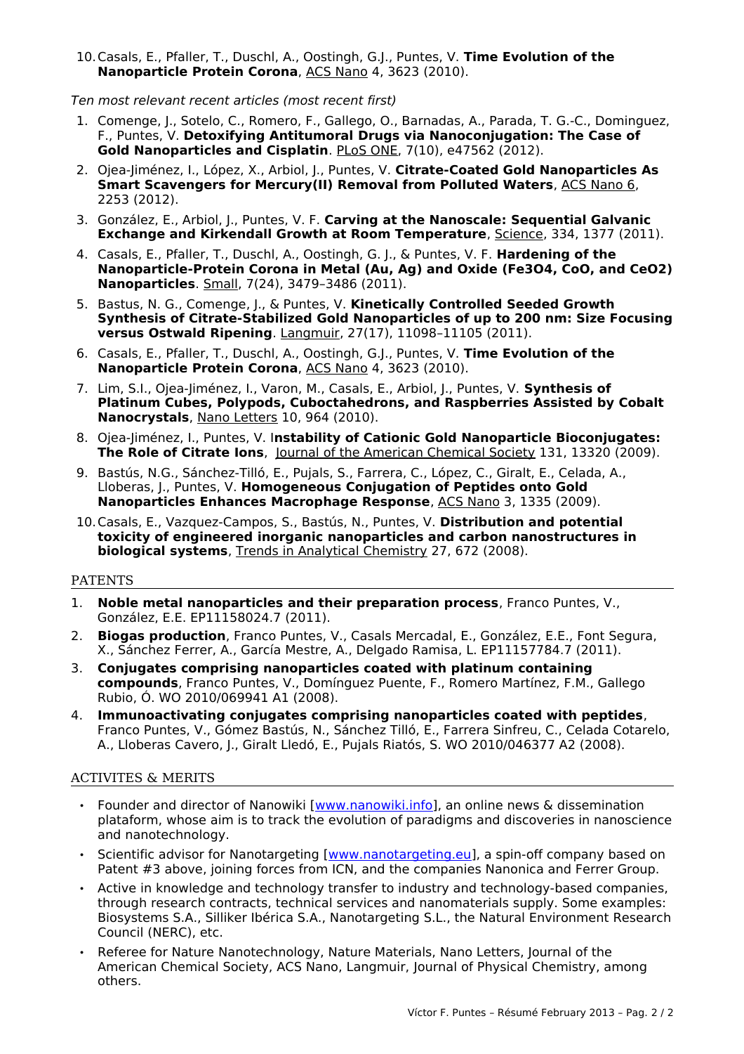10. Casals, E., Pfaller, T., Duschl, A., Oostingh, G.J., Puntes, V. **Time Evolution of the Nanoparticle Protein Corona**, ACS Nano 4, 3623 (2010).

*Ten most relevant recent articles (most recent first)*

1. Comenge, J., Sotelo, C., Romero, F., Gallego, O., Barnadas, A., Parada, T. G.-C., Dominguez, F., Puntes, V. **Detoxifying Antitumoral Drugs via Nanoconjugation: The Case of Gold Nanoparticles and Cisplatin**. PLoS ONE, 7(10), e47562 (2012).
2. Ojea-Jiménez, I., López, X., Arbiol, J., Puntes, V. **Citrate-Coated Gold Nanoparticles As Smart Scavengers for Mercury(II) Removal from Polluted Waters**, ACS Nano 6, 2253 (2012).
3. González, E., Arbiol, J., Puntes, V. F. **Carving at the Nanoscale: Sequential Galvanic Exchange and Kirkendall Growth at Room Temperature**, Science, 334, 1377 (2011).
4. Casals, E., Pfaller, T., Duschl, A., Oostingh, G. J., & Puntes, V. F. **Hardening of the Nanoparticle-Protein Corona in Metal (Au, Ag) and Oxide ($Fe_3O_4$, CoO, and $CeO_2$) Nanoparticles**. Small, 7(24), 3479–3486 (2011).
5. Bastus, N. G., Comenge, J., & Puntes, V. **Kinetically Controlled Seeded Growth Synthesis of Citrate-Stabilized Gold Nanoparticles of up to 200 nm: Size Focusing versus Ostwald Ripening**. Langmuir, 27(17), 11098–11105 (2011).
6. Casals, E., Pfaller, T., Duschl, A., Oostingh, G.J., Puntes, V. **Time Evolution of the Nanoparticle Protein Corona**, ACS Nano 4, 3623 (2010).
7. Lim, S.I., Ojea-Jiménez, I., Varon, M., Casals, E., Arbiol, J., Puntes, V. **Synthesis of Platinum Cubes, Polypods, Cuboctahedrons, and Raspberries Assisted by Cobalt Nanocrystals**, Nano Letters 10, 964 (2010).
8. Ojea-Jiménez, I., Puntes, V. I**nstability of Cationic Gold Nanoparticle Bioconjugates: The Role of Citrate Ions**, Journal of the American Chemical Society 131, 13320 (2009).
9. Bastús, N.G., Sánchez-Tilló, E., Pujals, S., Farrera, C., López, C., Giralt, E., Celada, A., Lloberas, J., Puntes, V. **Homogeneous Conjugation of Peptides onto Gold Nanoparticles Enhances Macrophage Response**, ACS Nano 3, 1335 (2009).
10. Casals, E., Vazquez-Campos, S., Bastús, N., Puntes, V. **Distribution and potential toxicity of engineered inorganic nanoparticles and carbon nanostructures in biological systems**, Trends in Analytical Chemistry 27, 672 (2008).

## PATENTS

1. **Noble metal nanoparticles and their preparation process**, Franco Puntes, V., González, E.E. EP11158024.7 (2011).
2. **Biogas production**, Franco Puntes, V., Casals Mercadal, E., González, E.E., Font Segura, X., Sánchez Ferrer, A., García Mestre, A., Delgado Ramisa, L. EP11157784.7 (2011).
3. **Conjugates comprising nanoparticles coated with platinum containing compounds**, Franco Puntes, V., Domínguez Puente, F., Romero Martínez, F.M., Gallego Rubio, Ó. WO 2010/069941 A1 (2008).
4. **Immunoactivating conjugates comprising nanoparticles coated with peptides**, Franco Puntes, V., Gómez Bastús, N., Sánchez Tilló, E., Farrera Sinfreu, C., Celada Cotarelo, A., Lloberas Cavero, J., Giralt Lledó, E., Pujals Riatós, S. WO 2010/046377 A2 (2008).

## ACTIVITES & MERITS

- Founder and director of Nanowiki [www.nanowiki.info], an online news & dissemination plataform, whose aim is to track the evolution of paradigms and discoveries in nanoscience and nanotechnology.
- Scientific advisor for Nanotargeting [www.nanotargeting.eu], a spin-off company based on Patent #3 above, joining forces from ICN, and the companies Nanonica and Ferrer Group.
- Active in knowledge and technology transfer to industry and technology-based companies, through research contracts, technical services and nanomaterials supply. Some examples: Biosystems S.A., Silliker Ibérica S.A., Nanotargeting S.L., the Natural Environment Research Council (NERC), etc.
- Referee for Nature Nanotechnology, Nature Materials, Nano Letters, Journal of the American Chemical Society, ACS Nano, Langmuir, Journal of Physical Chemistry, among others.